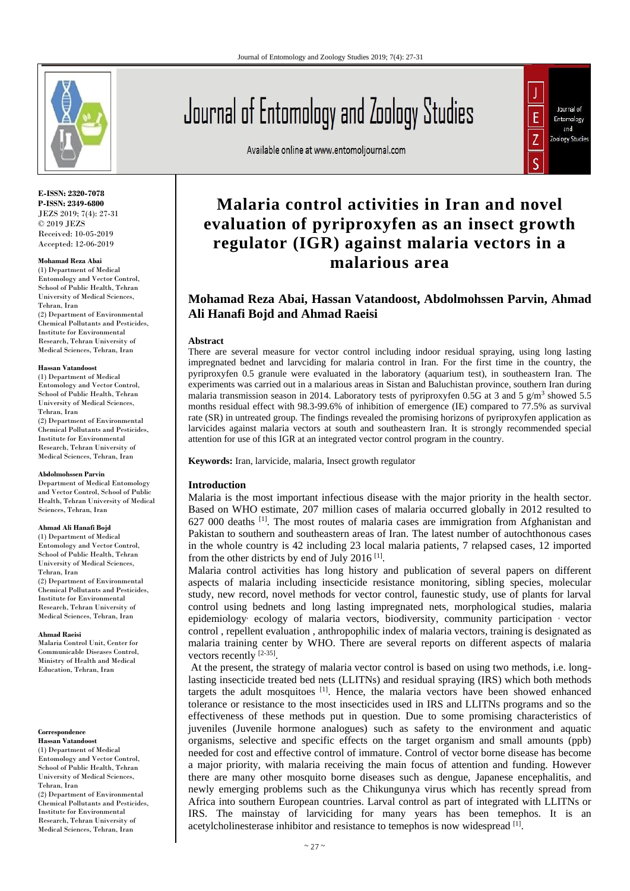**E-ISSN: 2320-7078**
**P-ISSN: 2349-6800**
JEZS 2019; 7(4): 27-31
© 2019 JEZS
Received: 10-05-2019
Accepted: 12-06-2019

**Mohamad Reza Abai**
(1) Department of Medical Entomology and Vector Control, School of Public Health, Tehran University of Medical Sciences, Tehran, Iran
(2) Department of Environmental Chemical Pollutants and Pesticides, Institute for Environmental Research, Tehran University of Medical Sciences, Tehran, Iran

**Hassan Vatandoost**
(1) Department of Medical Entomology and Vector Control, School of Public Health, Tehran University of Medical Sciences, Tehran, Iran
(2) Department of Environmental Chemical Pollutants and Pesticides, Institute for Environmental Research, Tehran University of Medical Sciences, Tehran, Iran

**Abdolmohssen Parvin**
Department of Medical Entomology and Vector Control, School of Public Health, Tehran University of Medical Sciences, Tehran, Iran

**Ahmad Ali Hanafi Bojd**
(1) Department of Medical Entomology and Vector Control, School of Public Health, Tehran University of Medical Sciences, Tehran, Iran
(2) Department of Environmental Chemical Pollutants and Pesticides, Institute for Environmental Research, Tehran University of Medical Sciences, Tehran, Iran

**Ahmad Raeisi**
Malaria Control Unit, Center for Communicable Diseases Control, Ministry of Health and Medical Education, Tehran, Iran

**Correspondence**
**Hassan Vatandoost**
(1) Department of Medical Entomology and Vector Control, School of Public Health, Tehran University of Medical Sciences, Tehran, Iran
(2) Department of Environmental Chemical Pollutants and Pesticides, Institute for Environmental Research, Tehran University of Medical Sciences, Tehran, Iran

# Malaria control activities in Iran and novel evaluation of pyriproxyfen as an insect growth regulator (IGR) against malaria vectors in a malarious area

**Mohamad Reza Abai, Hassan Vatandoost, Abdolmohssen Parvin, Ahmad Ali Hanafi Bojd and Ahmad Raeisi**

### Abstract

There are several measure for vector control including indoor residual spraying, using long lasting impregnated bednet and larvciding for malaria control in Iran. For the first time in the country, the pyriproxyfen 0.5 granule were evaluated in the laboratory (aquarium test), in southeastern Iran. The experiments was carried out in a malarious areas in Sistan and Baluchistan province, southern Iran during malaria transmission season in 2014. Laboratory tests of pyriproxyfen 0.5G at 3 and 5 g/m$^3$ showed 5.5 months residual effect with 98.3-99.6% of inhibition of emergence (IE) compared to 77.5% as survival rate (SR) in untreated group. The findings revealed the promising horizons of pyriproxyfen application as larvicides against malaria vectors at south and southeastern Iran. It is strongly recommended special attention for use of this IGR at an integrated vector control program in the country.

**Keywords:** Iran, larvicide, malaria, Insect growth regulator

## Introduction

Malaria is the most important infectious disease with the major priority in the health sector. Based on WHO estimate, 207 million cases of malaria occurred globally in 2012 resulted to 627 000 deaths [1]. The most routes of malaria cases are immigration from Afghanistan and Pakistan to southern and southeastern areas of Iran. The latest number of autochthonous cases in the whole country is 42 including 23 local malaria patients, 7 relapsed cases, 12 imported from the other districts by end of July 2016 [1].

Malaria control activities has long history and publication of several papers on different aspects of malaria including insecticide resistance monitoring, sibling species, molecular study, new record, novel methods for vector control, faunestic study, use of plants for larval control using bednets and long lasting impregnated nets, morphological studies, malaria epidemiology, ecology of malaria vectors, biodiversity, community participation , vector control , repellent evaluation , anthropophilic index of malaria vectors, training is designated as malaria training center by WHO. There are several reports on different aspects of malaria vectors recently [2-35].

At the present, the strategy of malaria vector control is based on using two methods, i.e. long-lasting insecticide treated bed nets (LLITNs) and residual spraying (IRS) which both methods targets the adult mosquitoes [1]. Hence, the malaria vectors have been showed enhanced tolerance or resistance to the most insecticides used in IRS and LLITNs programs and so the effectiveness of these methods put in question. Due to some promising characteristics of juveniles (Juvenile hormone analogues) such as safety to the environment and aquatic organisms, selective and specific effects on the target organism and small amounts (ppb) needed for cost and effective control of immature. Control of vector borne disease has become a major priority, with malaria receiving the main focus of attention and funding. However there are many other mosquito borne diseases such as dengue, Japanese encephalitis, and newly emerging problems such as the Chikungunya virus which has recently spread from Africa into southern European countries. Larval control as part of integrated with LLITNs or IRS. The mainstay of larviciding for many years has been temephos. It is an acetylcholinesterase inhibitor and resistance to temephos is now widespread [1].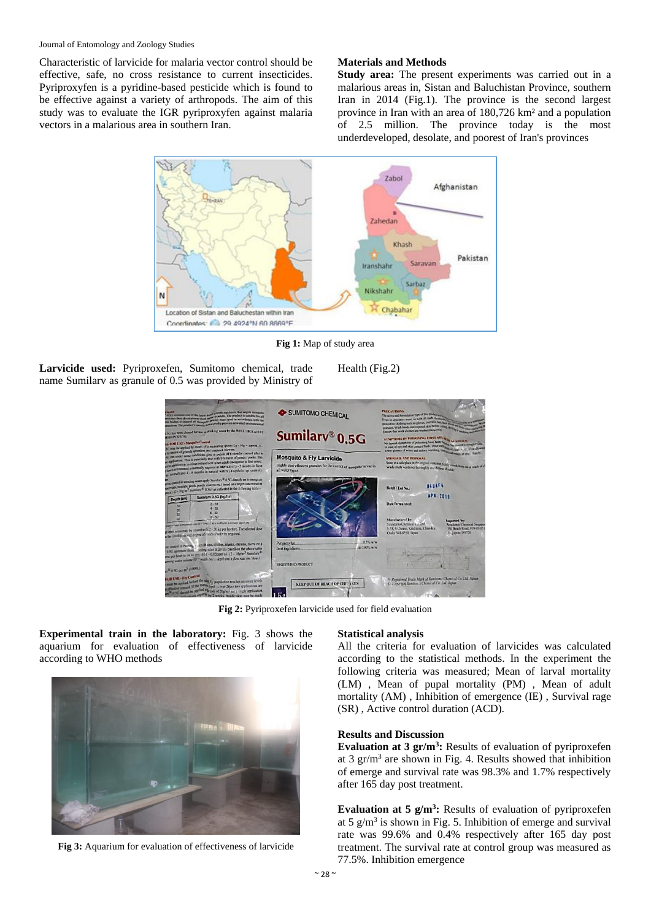Characteristic of larvicide for malaria vector control should be effective, safe, no cross resistance to current insecticides. Pyriproxyfen is a pyridine-based pesticide which is found to be effective against a variety of arthropods. The aim of this study was to evaluate the IGR pyriproxyfen against malaria vectors in a malarious area in southern Iran.

## Materials and Methods

**Study area:** The present experiments was carried out in a malarious areas in, Sistan and Baluchistan Province, southern Iran in 2014 (Fig.1). The province is the second largest province in Iran with an area of 180,726 km² and a population of 2.5 million. The province today is the most underdeveloped, desolate, and poorest of Iran's provinces

**Fig 1:** Map of study area

**Larvicide used:** Pyriproxefen, Sumitomo chemical, trade name Sumilarv as granule of 0.5 was provided by Ministry of Health (Fig.2)

**Fig 2:** Pyriproxefen larvicide used for field evaluation

**Experimental train in the laboratory:** Fig. 3 shows the aquarium for evaluation of effectiveness of larvicide according to WHO methods

**Fig 3:** Aquarium for evaluation of effectiveness of larvicide

### Statistical analysis

All the criteria for evaluation of larvicides was calculated according to the statistical methods. In the experiment the following criteria was measured; Mean of larval mortality (LM) , Mean of pupal mortality (PM) , Mean of adult mortality (AM) , Inhibition of emergence (IE) , Survival rage (SR) , Active control duration (ACD).

## Results and Discussion

**Evaluation at 3 gr/m$^3$:** Results of evaluation of pyriproxefen at 3 gr/m$^3$ are shown in Fig. 4. Results showed that inhibition of emerge and survival rate was 98.3% and 1.7% respectively after 165 day post treatment.

**Evaluation at 5 g/m$^3$:** Results of evaluation of pyriproxefen at 5 g/m$^3$ is shown in Fig. 5. Inhibition of emerge and survival rate was 99.6% and 0.4% respectively after 165 day post treatment. The survival rate at control group was measured as 77.5%. Inhibition emergence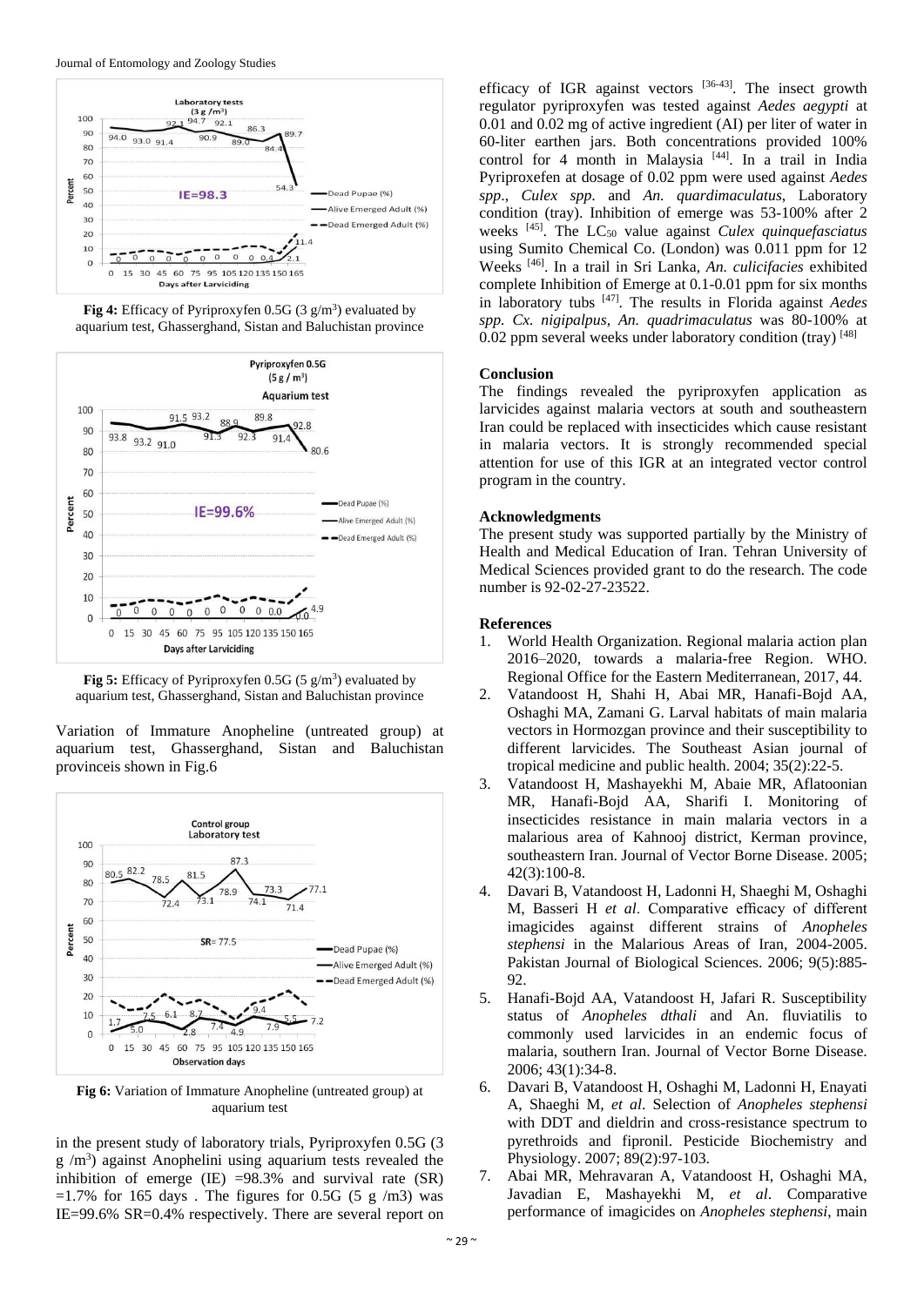Fig 4: Efficacy of Pyriproxyfen 0.5G (3 g/m$^3$) evaluated by aquarium test, Ghasserghand, Sistan and Baluchistan province

Fig 5: Efficacy of Pyriproxyfen 0.5G (5 g/m$^3$) evaluated by aquarium test, Ghasserghand, Sistan and Baluchistan province

Variation of Immature Anopheline (untreated group) at aquarium test, Ghasserghand, Sistan and Baluchistan provinceis shown in Fig.6

Fig 6: Variation of Immature Anopheline (untreated group) at aquarium test

in the present study of laboratory trials, Pyriproxyfen 0.5G (3 g /m$^3$) against Anophelini using aquarium tests revealed the inhibition of emerge (IE) =98.3% and survival rate (SR) =1.7% for 165 days . The figures for 0.5G (5 g /m3) was IE=99.6% SR=0.4% respectively. There are several report on efficacy of IGR against vectors [36-43]. The insect growth regulator pyriproxyfen was tested against *Aedes aegypti* at 0.01 and 0.02 mg of active ingredient (AI) per liter of water in 60-liter earthen jars. Both concentrations provided 100% control for 4 month in Malaysia [44]. In a trail in India Pyriproxefen at dosage of 0.02 ppm were used against *Aedes spp*., *Culex spp*. and *An. quardimaculatus*, Laboratory condition (tray). Inhibition of emerge was 53-100% after 2 weeks [45]. The $LC_{50}$ value against *Culex quinquefasciatus* using Sumito Chemical Co. (London) was 0.011 ppm for 12 Weeks [46]. In a trail in Sri Lanka, *An. culicifacies* exhibited complete Inhibition of Emerge at 0.1-0.01 ppm for six months in laboratory tubs [47]. The results in Florida against *Aedes spp. Cx. nigipalpus*, *An. quadrimaculatus* was 80-100% at 0.02 ppm several weeks under laboratory condition (tray) [48]

## Conclusion

The findings revealed the pyriproxyfen application as larvicides against malaria vectors at south and southeastern Iran could be replaced with insecticides which cause resistant in malaria vectors. It is strongly recommended special attention for use of this IGR at an integrated vector control program in the country.

## Acknowledgments

The present study was supported partially by the Ministry of Health and Medical Education of Iran. Tehran University of Medical Sciences provided grant to do the research. The code number is 92-02-27-23522.

## References

1. World Health Organization. Regional malaria action plan 2016–2020, towards a malaria-free Region. WHO. Regional Office for the Eastern Mediterranean, 2017, 44.
2. Vatandoost H, Shahi H, Abai MR, Hanafi-Bojd AA, Oshaghi MA, Zamani G. Larval habitats of main malaria vectors in Hormozgan province and their susceptibility to different larvicides. The Southeast Asian journal of tropical medicine and public health. 2004; 35(2):22-5.
3. Vatandoost H, Mashayekhi M, Abaie MR, Aflatoonian MR, Hanafi-Bojd AA, Sharifi I. Monitoring of insecticides resistance in main malaria vectors in a malarious area of Kahnooj district, Kerman province, southeastern Iran. Journal of Vector Borne Disease. 2005; 42(3):100-8.
4. Davari B, Vatandoost H, Ladonni H, Shaeghi M, Oshaghi M, Basseri H *et al*. Comparative efficacy of different imagicides against different strains of *Anopheles stephensi* in the Malarious Areas of Iran, 2004-2005. Pakistan Journal of Biological Sciences. 2006; 9(5):885-92.
5. Hanafi-Bojd AA, Vatandoost H, Jafari R. Susceptibility status of *Anopheles dthali* and An. fluviatilis to commonly used larvicides in an endemic focus of malaria, southern Iran. Journal of Vector Borne Disease. 2006; 43(1):34-8.
6. Davari B, Vatandoost H, Oshaghi M, Ladonni H, Enayati A, Shaeghi M, *et al*. Selection of *Anopheles stephensi* with DDT and dieldrin and cross-resistance spectrum to pyrethroids and fipronil. Pesticide Biochemistry and Physiology. 2007; 89(2):97-103.
7. Abai MR, Mehravaran A, Vatandoost H, Oshaghi MA, Javadian E, Mashayekhi M, *et al*. Comparative performance of imagicides on *Anopheles stephensi*, main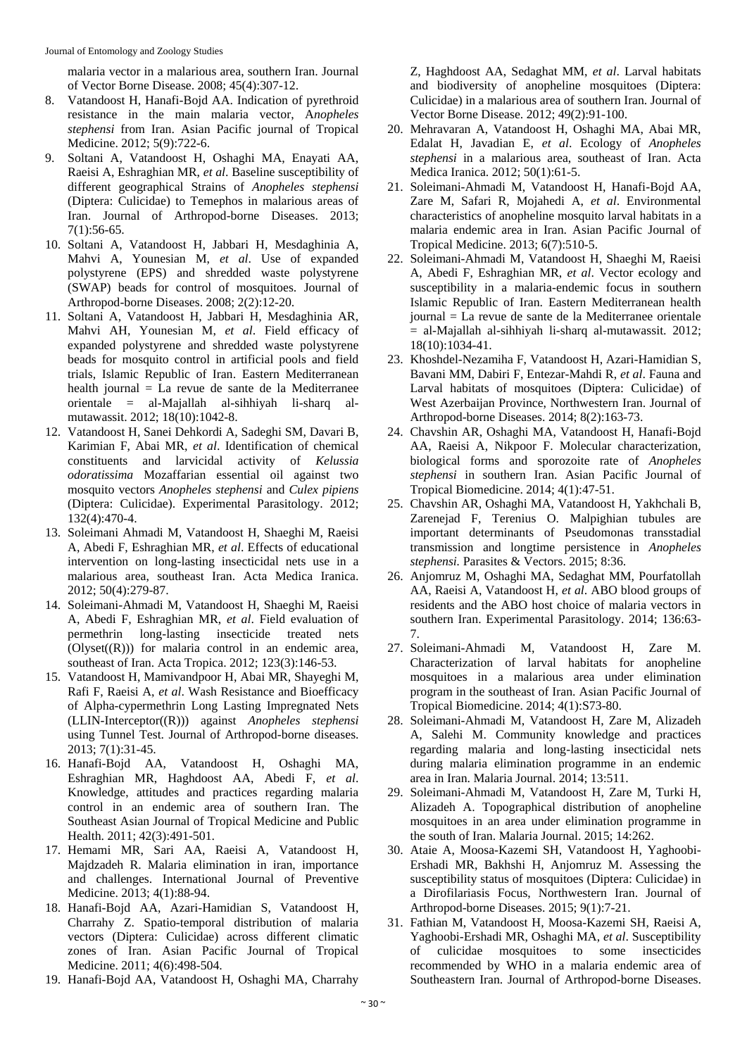malaria vector in a malarious area, southern Iran. Journal of Vector Borne Disease. 2008; 45(4):307-12.

8. Vatandoost H, Hanafi-Bojd AA. Indication of pyrethroid resistance in the main malaria vector, A*nopheles stephensi* from Iran. Asian Pacific journal of Tropical Medicine. 2012; 5(9):722-6.
9. Soltani A, Vatandoost H, Oshaghi MA, Enayati AA, Raeisi A, Eshraghian MR, *et al*. Baseline susceptibility of different geographical Strains of *Anopheles stephensi* (Diptera: Culicidae) to Temephos in malarious areas of Iran. Journal of Arthropod-borne Diseases. 2013; 7(1):56-65.
10. Soltani A, Vatandoost H, Jabbari H, Mesdaghinia A, Mahvi A, Younesian M, *et al*. Use of expanded polystyrene (EPS) and shredded waste polystyrene (SWAP) beads for control of mosquitoes. Journal of Arthropod-borne Diseases. 2008; 2(2):12-20.
11. Soltani A, Vatandoost H, Jabbari H, Mesdaghinia AR, Mahvi AH, Younesian M, *et al*. Field efficacy of expanded polystyrene and shredded waste polystyrene beads for mosquito control in artificial pools and field trials, Islamic Republic of Iran. Eastern Mediterranean health journal = La revue de sante de la Mediterranee orientale = al-Majallah al-sihhiyah li-sharq al-mutawassit. 2012; 18(10):1042-8.
12. Vatandoost H, Sanei Dehkordi A, Sadeghi SM, Davari B, Karimian F, Abai MR, *et al*. Identification of chemical constituents and larvicidal activity of *Kelussia odoratissima* Mozaffarian essential oil against two mosquito vectors *Anopheles stephensi* and *Culex pipiens* (Diptera: Culicidae). Experimental Parasitology. 2012; 132(4):470-4.
13. Soleimani Ahmadi M, Vatandoost H, Shaeghi M, Raeisi A, Abedi F, Eshraghian MR, *et al*. Effects of educational intervention on long-lasting insecticidal nets use in a malarious area, southeast Iran. Acta Medica Iranica. 2012; 50(4):279-87.
14. Soleimani-Ahmadi M, Vatandoost H, Shaeghi M, Raeisi A, Abedi F, Eshraghian MR, *et al*. Field evaluation of permethrin long-lasting insecticide treated nets (Olyset((R))) for malaria control in an endemic area, southeast of Iran. Acta Tropica. 2012; 123(3):146-53.
15. Vatandoost H, Mamivandpoor H, Abai MR, Shayeghi M, Rafi F, Raeisi A, *et al*. Wash Resistance and Bioefficacy of Alpha-cypermethrin Long Lasting Impregnated Nets (LLIN-Interceptor((R))) against *Anopheles stephensi* using Tunnel Test. Journal of Arthropod-borne diseases. 2013; 7(1):31-45.
16. Hanafi-Bojd AA, Vatandoost H, Oshaghi MA, Eshraghian MR, Haghdoost AA, Abedi F, *et al*. Knowledge, attitudes and practices regarding malaria control in an endemic area of southern Iran. The Southeast Asian Journal of Tropical Medicine and Public Health. 2011; 42(3):491-501.
17. Hemami MR, Sari AA, Raeisi A, Vatandoost H, Majdzadeh R. Malaria elimination in iran, importance and challenges. International Journal of Preventive Medicine. 2013; 4(1):88-94.
18. Hanafi-Bojd AA, Azari-Hamidian S, Vatandoost H, Charrahy Z. Spatio-temporal distribution of malaria vectors (Diptera: Culicidae) across different climatic zones of Iran. Asian Pacific Journal of Tropical Medicine. 2011; 4(6):498-504.
19. Hanafi-Bojd AA, Vatandoost H, Oshaghi MA, Charrahy Z, Haghdoost AA, Sedaghat MM, *et al*. Larval habitats and biodiversity of anopheline mosquitoes (Diptera: Culicidae) in a malarious area of southern Iran. Journal of Vector Borne Disease. 2012; 49(2):91-100.
20. Mehravaran A, Vatandoost H, Oshaghi MA, Abai MR, Edalat H, Javadian E, *et al*. Ecology of *Anopheles stephensi* in a malarious area, southeast of Iran. Acta Medica Iranica. 2012; 50(1):61-5.
21. Soleimani-Ahmadi M, Vatandoost H, Hanafi-Bojd AA, Zare M, Safari R, Mojahedi A, *et al*. Environmental characteristics of anopheline mosquito larval habitats in a malaria endemic area in Iran. Asian Pacific Journal of Tropical Medicine. 2013; 6(7):510-5.
22. Soleimani-Ahmadi M, Vatandoost H, Shaeghi M, Raeisi A, Abedi F, Eshraghian MR, *et al*. Vector ecology and susceptibility in a malaria-endemic focus in southern Islamic Republic of Iran. Eastern Mediterranean health journal = La revue de sante de la Mediterranee orientale = al-Majallah al-sihhiyah li-sharq al-mutawassit. 2012; 18(10):1034-41.
23. Khoshdel-Nezamiha F, Vatandoost H, Azari-Hamidian S, Bavani MM, Dabiri F, Entezar-Mahdi R, *et al*. Fauna and Larval habitats of mosquitoes (Diptera: Culicidae) of West Azerbaijan Province, Northwestern Iran. Journal of Arthropod-borne Diseases. 2014; 8(2):163-73.
24. Chavshin AR, Oshaghi MA, Vatandoost H, Hanafi-Bojd AA, Raeisi A, Nikpoor F. Molecular characterization, biological forms and sporozoite rate of *Anopheles stephensi* in southern Iran. Asian Pacific Journal of Tropical Biomedicine. 2014; 4(1):47-51.
25. Chavshin AR, Oshaghi MA, Vatandoost H, Yakhchali B, Zarenejad F, Terenius O. Malpighian tubules are important determinants of Pseudomonas transstadial transmission and longtime persistence in *Anopheles stephensi.* Parasites & Vectors. 2015; 8:36.
26. Anjomruz M, Oshaghi MA, Sedaghat MM, Pourfatollah AA, Raeisi A, Vatandoost H, *et al*. ABO blood groups of residents and the ABO host choice of malaria vectors in southern Iran. Experimental Parasitology. 2014; 136:63-7.
27. Soleimani-Ahmadi M, Vatandoost H, Zare M. Characterization of larval habitats for anopheline mosquitoes in a malarious area under elimination program in the southeast of Iran. Asian Pacific Journal of Tropical Biomedicine. 2014; 4(1):S73-80.
28. Soleimani-Ahmadi M, Vatandoost H, Zare M, Alizadeh A, Salehi M. Community knowledge and practices regarding malaria and long-lasting insecticidal nets during malaria elimination programme in an endemic area in Iran. Malaria Journal. 2014; 13:511.
29. Soleimani-Ahmadi M, Vatandoost H, Zare M, Turki H, Alizadeh A. Topographical distribution of anopheline mosquitoes in an area under elimination programme in the south of Iran. Malaria Journal. 2015; 14:262.
30. Ataie A, Moosa-Kazemi SH, Vatandoost H, Yaghoobi-Ershadi MR, Bakhshi H, Anjomruz M. Assessing the susceptibility status of mosquitoes (Diptera: Culicidae) in a Dirofilariasis Focus, Northwestern Iran. Journal of Arthropod-borne Diseases. 2015; 9(1):7-21.
31. Fathian M, Vatandoost H, Moosa-Kazemi SH, Raeisi A, Yaghoobi-Ershadi MR, Oshaghi MA, *et al*. Susceptibility of culicidae mosquitoes to some insecticides recommended by WHO in a malaria endemic area of Southeastern Iran. Journal of Arthropod-borne Diseases.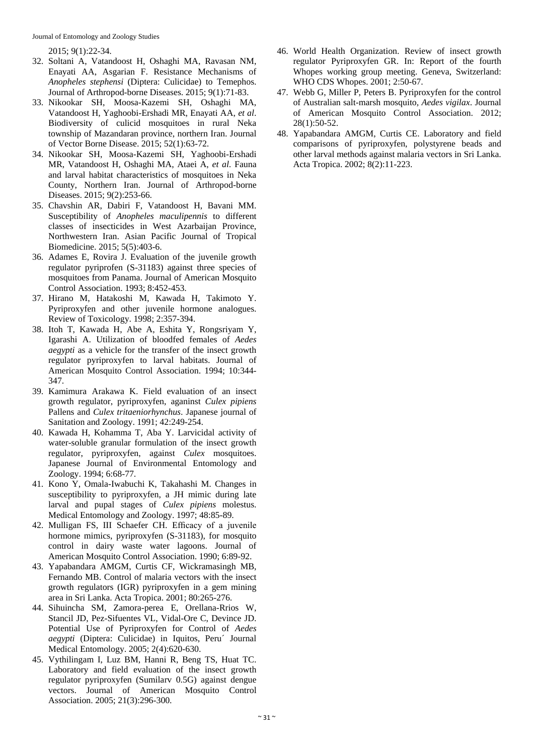2015; 9(1):22-34.

32. Soltani A, Vatandoost H, Oshaghi MA, Ravasan NM, Enayati AA, Asgarian F. Resistance Mechanisms of *Anopheles stephensi* (Diptera: Culicidae) to Temephos. Journal of Arthropod-borne Diseases. 2015; 9(1):71-83.
33. Nikookar SH, Moosa-Kazemi SH, Oshaghi MA, Vatandoost H, Yaghoobi-Ershadi MR, Enayati AA, *et al*. Biodiversity of culicid mosquitoes in rural Neka township of Mazandaran province, northern Iran. Journal of Vector Borne Disease. 2015; 52(1):63-72.
34. Nikookar SH, Moosa-Kazemi SH, Yaghoobi-Ershadi MR, Vatandoost H, Oshaghi MA, Ataei A, *et al*. Fauna and larval habitat characteristics of mosquitoes in Neka County, Northern Iran. Journal of Arthropod-borne Diseases. 2015; 9(2):253-66.
35. Chavshin AR, Dabiri F, Vatandoost H, Bavani MM. Susceptibility of *Anopheles maculipennis* to different classes of insecticides in West Azarbaijan Province, Northwestern Iran. Asian Pacific Journal of Tropical Biomedicine. 2015; 5(5):403-6.
36. Adames E, Rovira J. Evaluation of the juvenile growth regulator pyriprofen (S-31183) against three species of mosquitoes from Panama. Journal of American Mosquito Control Association. 1993; 8:452-453.
37. Hirano M, Hatakoshi M, Kawada H, Takimoto Y. Pyriproxyfen and other juvenile hormone analogues. Review of Toxicology. 1998; 2:357-394.
38. Itoh T, Kawada H, Abe A, Eshita Y, Rongsriyam Y, Igarashi A. Utilization of bloodfed females of *Aedes aegypti* as a vehicle for the transfer of the insect growth regulator pyriproxyfen to larval habitats. Journal of American Mosquito Control Association. 1994; 10:344-347.
39. Kamimura Arakawa K. Field evaluation of an insect growth regulator, pyriproxyfen, aganinst *Culex pipiens* Pallens and *Culex tritaeniorhynchus*. Japanese journal of Sanitation and Zoology. 1991; 42:249-254.
40. Kawada H, Kohamma T, Aba Y. Larvicidal activity of water-soluble granular formulation of the insect growth regulator, pyriproxyfen, against *Culex* mosquitoes. Japanese Journal of Environmental Entomology and Zoology. 1994; 6:68-77.
41. Kono Y, Omala-Iwabuchi K, Takahashi M. Changes in susceptibility to pyriproxyfen, a JH mimic during late larval and pupal stages of *Culex pipiens* molestus. Medical Entomology and Zoology. 1997; 48:85-89.
42. Mulligan FS, III Schaefer CH. Efficacy of a juvenile hormone mimics, pyriproxyfen (S-31183), for mosquito control in dairy waste water lagoons. Journal of American Mosquito Control Association. 1990; 6:89-92.
43. Yapabandara AMGM, Curtis CF, Wickramasingh MB, Fernando MB. Control of malaria vectors with the insect growth regulators (IGR) pyriproxyfen in a gem mining area in Sri Lanka. Acta Tropica. 2001; 80:265-276.
44. Sihuincha SM, Zamora-perea E, Orellana-Rrios W, Stancil JD, Pez-Sifuentes VL, Vidal-Ore C, Devince JD. Potential Use of Pyriproxyfen for Control of *Aedes aegypti* (Diptera: Culicidae) in Iquitos, Peru´ Journal Medical Entomology. 2005; 2(4):620-630.
45. Vythilingam I, Luz BM, Hanni R, Beng TS, Huat TC. Laboratory and field evaluation of the insect growth regulator pyriproxyfen (Sumilarv 0.5G) against dengue vectors. Journal of American Mosquito Control Association. 2005; 21(3):296-300.
46. World Health Organization. Review of insect growth regulator Pyriproxyfen GR. In: Report of the fourth Whopes working group meeting. Geneva, Switzerland: WHO CDS Whopes. 2001; 2:50-67.
47. Webb G, Miller P, Peters B. Pyriproxyfen for the control of Australian salt-marsh mosquito, *Aedes vigilax*. Journal of American Mosquito Control Association. 2012; 28(1):50-52.
48. Yapabandara AMGM, Curtis CE. Laboratory and field comparisons of pyriproxyfen, polystyrene beads and other larval methods against malaria vectors in Sri Lanka. Acta Tropica. 2002; 8(2):11-223.